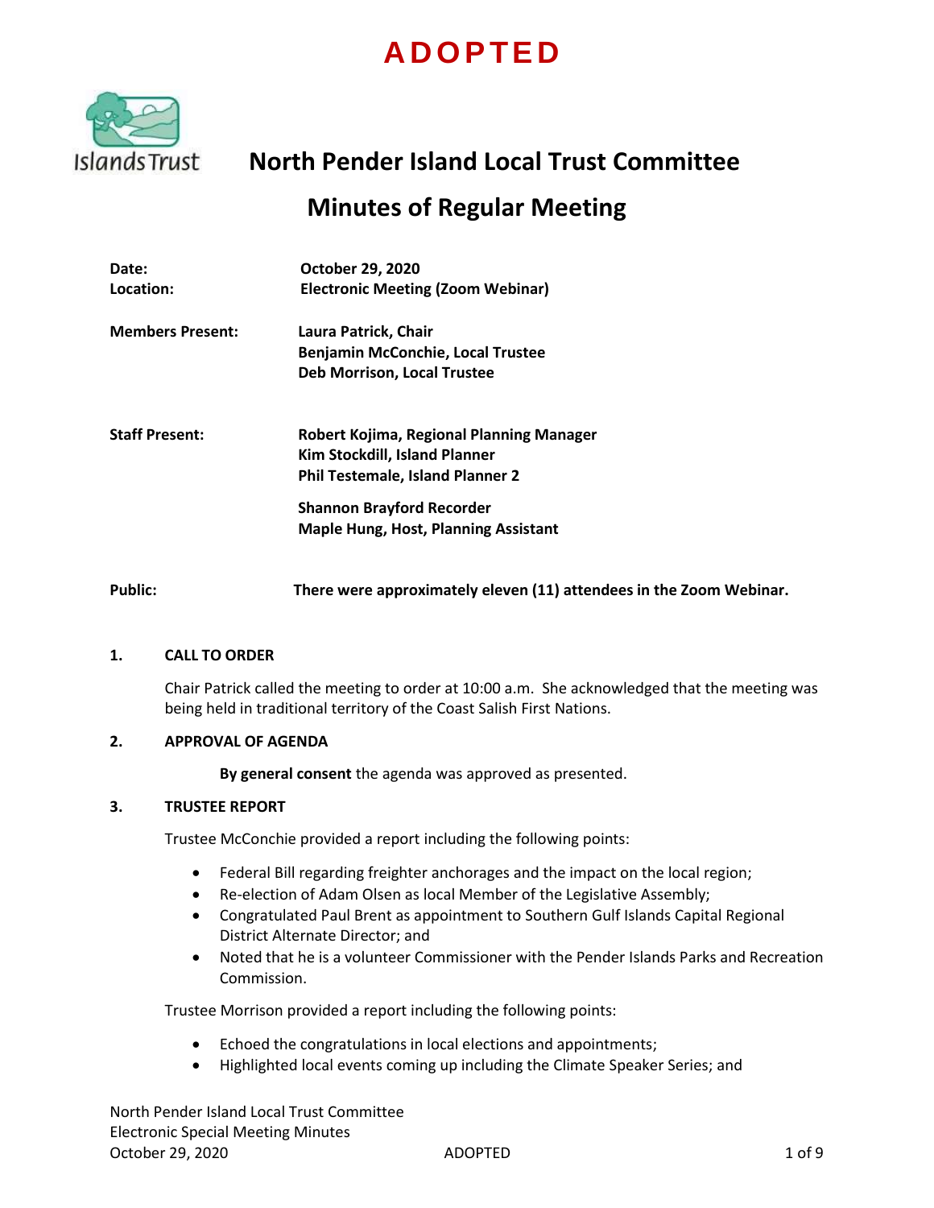**ADOPTED**

# North Pender Island Local Trust Committee

## Minutes of Regular Meeting

| | |
|---|---|
| **Date:** | **October 29, 2020** |
| **Location:** | **Electronic Meeting (Zoom Webinar)** |
| **Members Present:** | **Laura Patrick, Chair**<br>**Benjamin McConchie, Local Trustee**<br>**Deb Morrison, Local Trustee** |
| **Staff Present:** | **Robert Kojima, Regional Planning Manager**<br>**Kim Stockdill, Island Planner**<br>**Phil Testemale, Island Planner 2**<br>**Shannon Brayford Recorder**<br>**Maple Hung, Host, Planning Assistant** |
| **Public:** | **There were approximately eleven (11) attendees in the Zoom Webinar.** |

### 1. CALL TO ORDER

Chair Patrick called the meeting to order at 10:00 a.m. She acknowledged that the meeting was being held in traditional territory of the Coast Salish First Nations.

### 2. APPROVAL OF AGENDA

**By general consent** the agenda was approved as presented.

### 3. TRUSTEE REPORT

Trustee McConchie provided a report including the following points:

- Federal Bill regarding freighter anchorages and the impact on the local region;
- Re-election of Adam Olsen as local Member of the Legislative Assembly;
- Congratulated Paul Brent as appointment to Southern Gulf Islands Capital Regional District Alternate Director; and
- Noted that he is a volunteer Commissioner with the Pender Islands Parks and Recreation Commission.

Trustee Morrison provided a report including the following points:

- Echoed the congratulations in local elections and appointments;
- Highlighted local events coming up including the Climate Speaker Series; and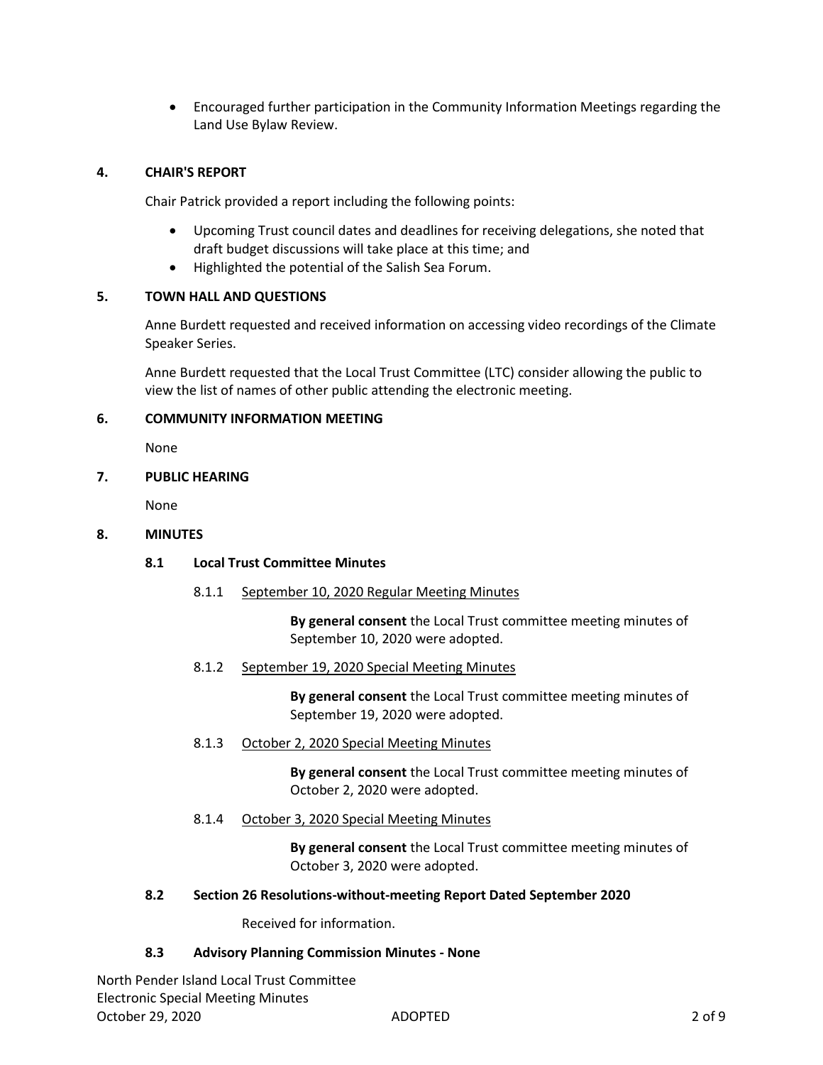- Encouraged further participation in the Community Information Meetings regarding the Land Use Bylaw Review.

## 4. CHAIR'S REPORT

Chair Patrick provided a report including the following points:

- Upcoming Trust council dates and deadlines for receiving delegations, she noted that draft budget discussions will take place at this time; and
- Highlighted the potential of the Salish Sea Forum.

## 5. TOWN HALL AND QUESTIONS

Anne Burdett requested and received information on accessing video recordings of the Climate Speaker Series.

Anne Burdett requested that the Local Trust Committee (LTC) consider allowing the public to view the list of names of other public attending the electronic meeting.

## 6. COMMUNITY INFORMATION MEETING

None

## 7. PUBLIC HEARING

None

## 8. MINUTES

### 8.1 Local Trust Committee Minutes

8.1.1 September 10, 2020 Regular Meeting Minutes

**By general consent** the Local Trust committee meeting minutes of September 10, 2020 were adopted.

8.1.2 September 19, 2020 Special Meeting Minutes

**By general consent** the Local Trust committee meeting minutes of September 19, 2020 were adopted.

8.1.3 October 2, 2020 Special Meeting Minutes

**By general consent** the Local Trust committee meeting minutes of October 2, 2020 were adopted.

8.1.4 October 3, 2020 Special Meeting Minutes

**By general consent** the Local Trust committee meeting minutes of October 3, 2020 were adopted.

### 8.2 Section 26 Resolutions-without-meeting Report Dated September 2020

Received for information.

### 8.3 Advisory Planning Commission Minutes - None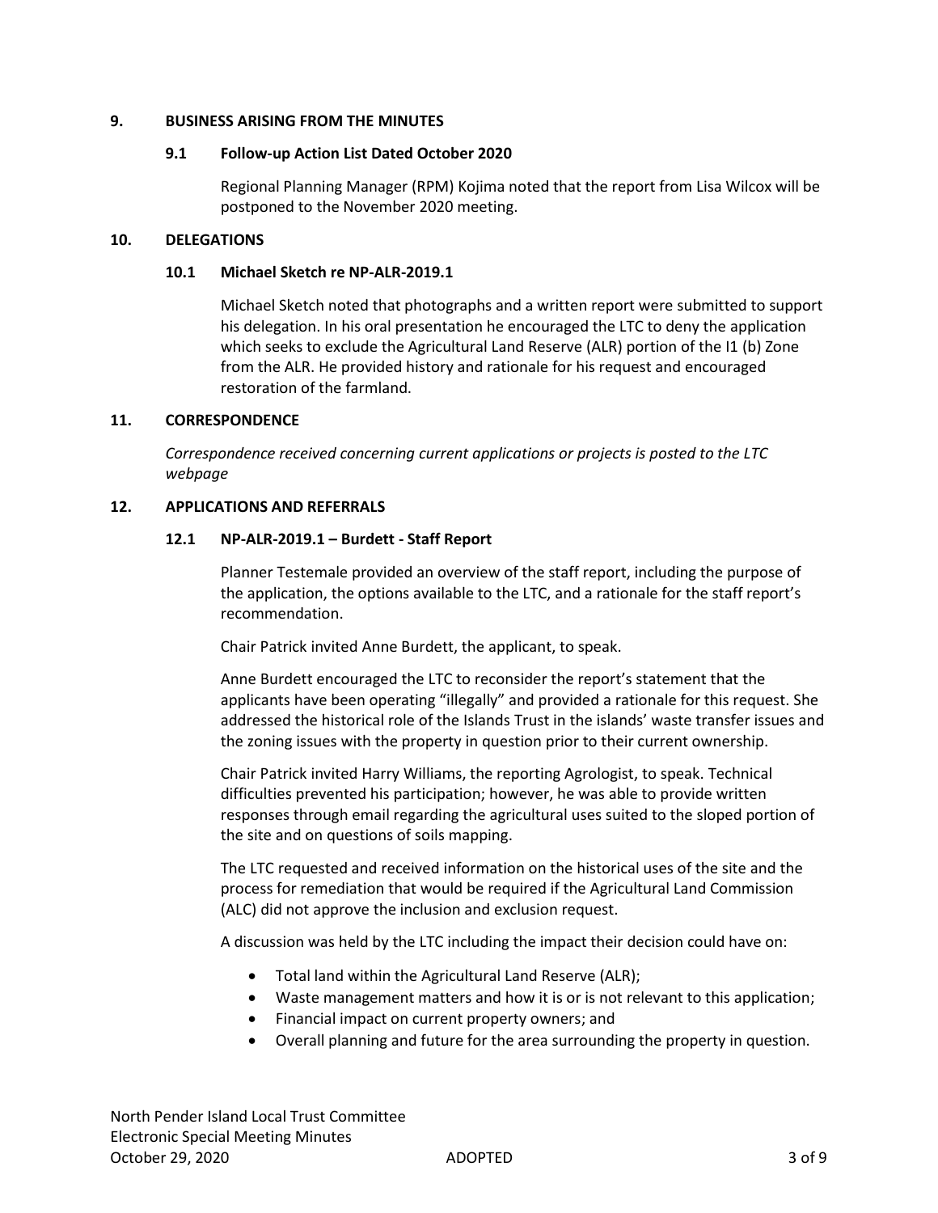## 9. BUSINESS ARISING FROM THE MINUTES

### 9.1 Follow-up Action List Dated October 2020

Regional Planning Manager (RPM) Kojima noted that the report from Lisa Wilcox will be postponed to the November 2020 meeting.

## 10. DELEGATIONS

### 10.1 Michael Sketch re NP-ALR-2019.1

Michael Sketch noted that photographs and a written report were submitted to support his delegation. In his oral presentation he encouraged the LTC to deny the application which seeks to exclude the Agricultural Land Reserve (ALR) portion of the I1 (b) Zone from the ALR. He provided history and rationale for his request and encouraged restoration of the farmland.

## 11. CORRESPONDENCE

*Correspondence received concerning current applications or projects is posted to the LTC webpage*

## 12. APPLICATIONS AND REFERRALS

### 12.1 NP-ALR-2019.1 – Burdett - Staff Report

Planner Testemale provided an overview of the staff report, including the purpose of the application, the options available to the LTC, and a rationale for the staff report's recommendation.

Chair Patrick invited Anne Burdett, the applicant, to speak.

Anne Burdett encouraged the LTC to reconsider the report's statement that the applicants have been operating "illegally" and provided a rationale for this request. She addressed the historical role of the Islands Trust in the islands' waste transfer issues and the zoning issues with the property in question prior to their current ownership.

Chair Patrick invited Harry Williams, the reporting Agrologist, to speak. Technical difficulties prevented his participation; however, he was able to provide written responses through email regarding the agricultural uses suited to the sloped portion of the site and on questions of soils mapping.

The LTC requested and received information on the historical uses of the site and the process for remediation that would be required if the Agricultural Land Commission (ALC) did not approve the inclusion and exclusion request.

A discussion was held by the LTC including the impact their decision could have on:

- Total land within the Agricultural Land Reserve (ALR);
- Waste management matters and how it is or is not relevant to this application;
- Financial impact on current property owners; and
- Overall planning and future for the area surrounding the property in question.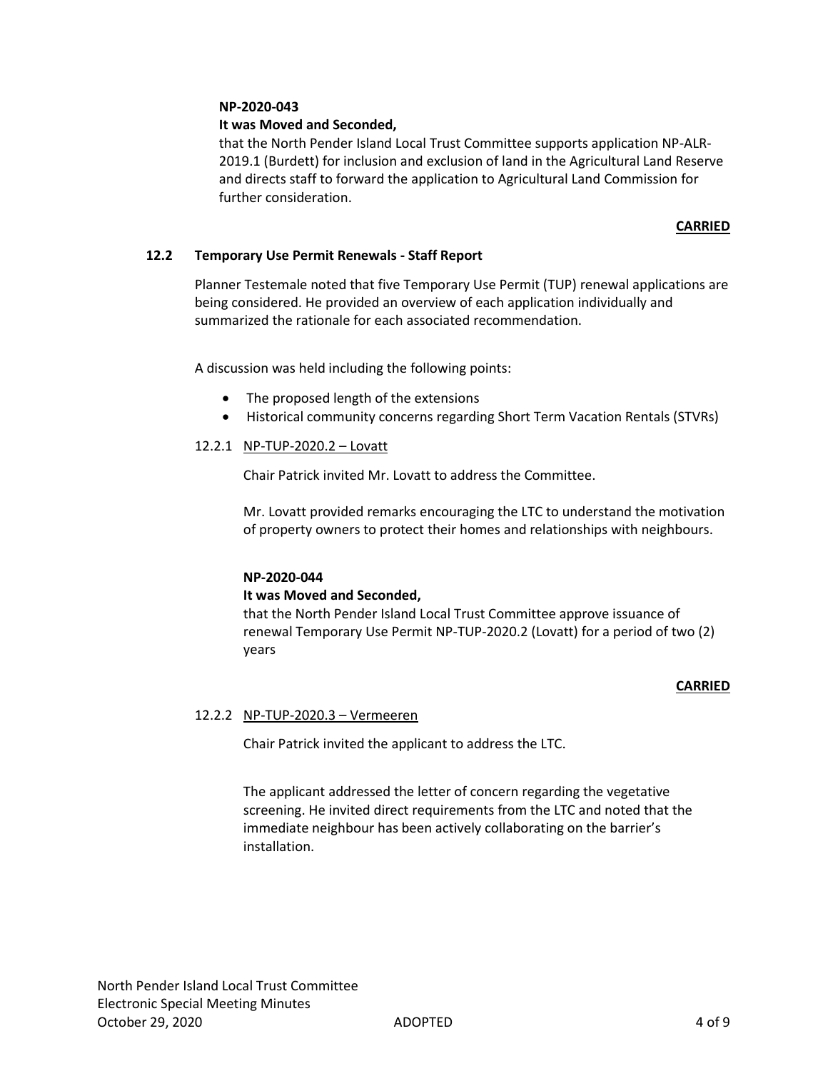**NP-2020-043**

**It was Moved and Seconded,**

that the North Pender Island Local Trust Committee supports application NP-ALR-2019.1 (Burdett) for inclusion and exclusion of land in the Agricultural Land Reserve and directs staff to forward the application to Agricultural Land Commission for further consideration.

**CARRIED**

### 12.2 Temporary Use Permit Renewals - Staff Report

Planner Testemale noted that five Temporary Use Permit (TUP) renewal applications are being considered. He provided an overview of each application individually and summarized the rationale for each associated recommendation.

A discussion was held including the following points:

- The proposed length of the extensions
- Historical community concerns regarding Short Term Vacation Rentals (STVRs)

#### 12.2.1 NP-TUP-2020.2 – Lovatt

Chair Patrick invited Mr. Lovatt to address the Committee.

Mr. Lovatt provided remarks encouraging the LTC to understand the motivation of property owners to protect their homes and relationships with neighbours.

**NP-2020-044**

**It was Moved and Seconded,**

that the North Pender Island Local Trust Committee approve issuance of renewal Temporary Use Permit NP-TUP-2020.2 (Lovatt) for a period of two (2) years

**CARRIED**

#### 12.2.2 NP-TUP-2020.3 – Vermeeren

Chair Patrick invited the applicant to address the LTC.

The applicant addressed the letter of concern regarding the vegetative screening. He invited direct requirements from the LTC and noted that the immediate neighbour has been actively collaborating on the barrier's installation.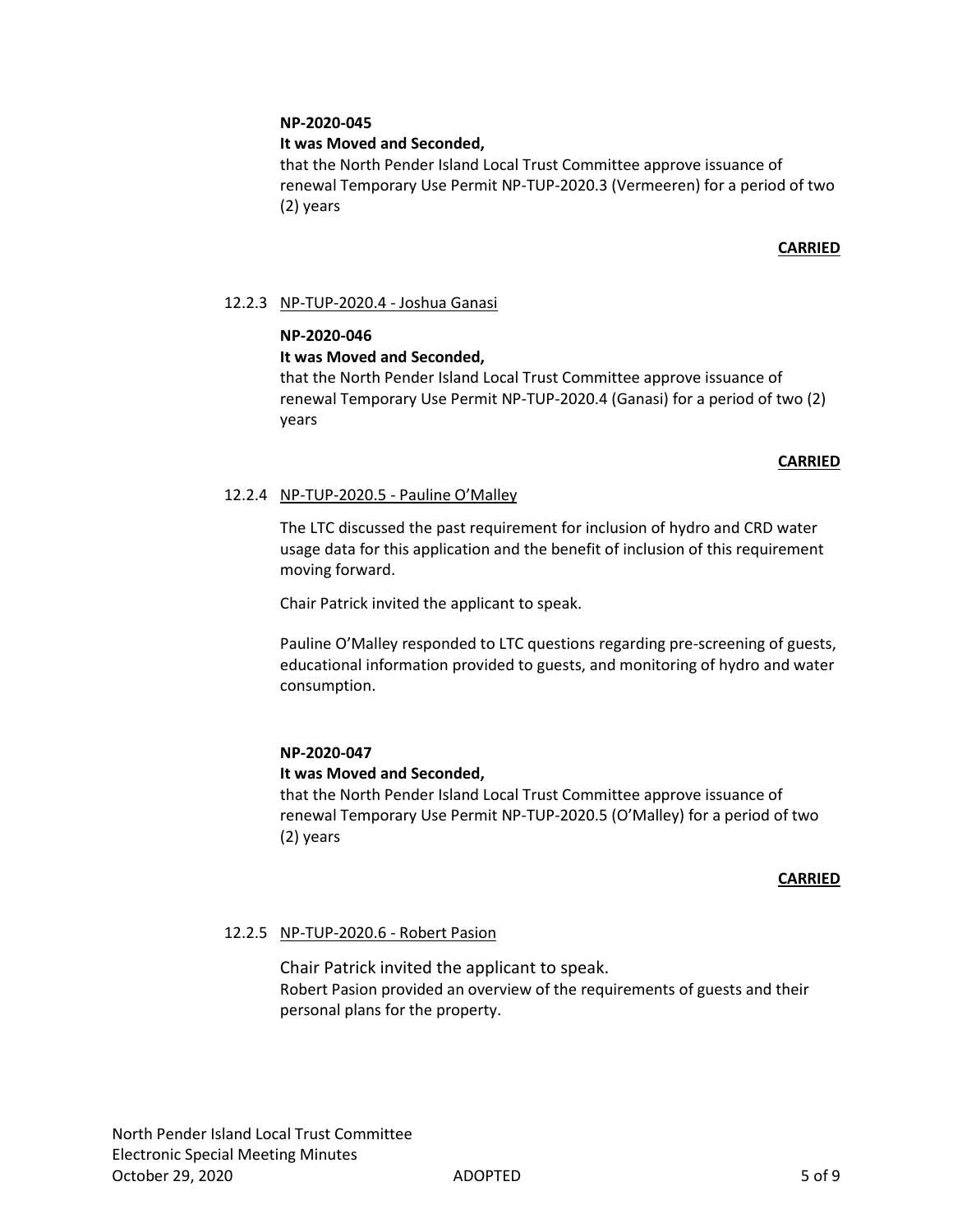**NP-2020-045**

**It was Moved and Seconded,**

that the North Pender Island Local Trust Committee approve issuance of renewal Temporary Use Permit NP-TUP-2020.3 (Vermeeren) for a period of two (2) years

**CARRIED**

12.2.3 NP-TUP-2020.4 - Joshua Ganasi

**NP-2020-046**

**It was Moved and Seconded,**

that the North Pender Island Local Trust Committee approve issuance of renewal Temporary Use Permit NP-TUP-2020.4 (Ganasi) for a period of two (2) years

**CARRIED**

12.2.4 NP-TUP-2020.5 - Pauline O'Malley

The LTC discussed the past requirement for inclusion of hydro and CRD water usage data for this application and the benefit of inclusion of this requirement moving forward.

Chair Patrick invited the applicant to speak.

Pauline O'Malley responded to LTC questions regarding pre-screening of guests, educational information provided to guests, and monitoring of hydro and water consumption.

**NP-2020-047**

**It was Moved and Seconded,**

that the North Pender Island Local Trust Committee approve issuance of renewal Temporary Use Permit NP-TUP-2020.5 (O'Malley) for a period of two (2) years

**CARRIED**

12.2.5 NP-TUP-2020.6 - Robert Pasion

Chair Patrick invited the applicant to speak.

Robert Pasion provided an overview of the requirements of guests and their personal plans for the property.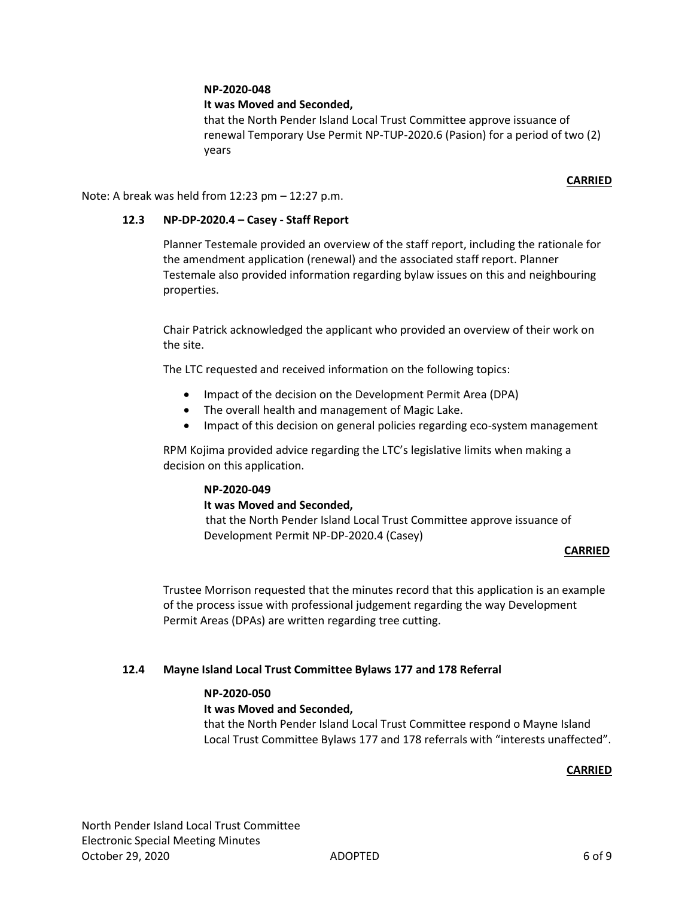**NP-2020-048**

**It was Moved and Seconded,**

that the North Pender Island Local Trust Committee approve issuance of renewal Temporary Use Permit NP-TUP-2020.6 (Pasion) for a period of two (2) years

**CARRIED**

Note: A break was held from 12:23 pm – 12:27 p.m.

### 12.3 NP-DP-2020.4 – Casey - Staff Report

Planner Testemale provided an overview of the staff report, including the rationale for the amendment application (renewal) and the associated staff report. Planner Testemale also provided information regarding bylaw issues on this and neighbouring properties.

Chair Patrick acknowledged the applicant who provided an overview of their work on the site.

The LTC requested and received information on the following topics:

- Impact of the decision on the Development Permit Area (DPA)
- The overall health and management of Magic Lake.
- Impact of this decision on general policies regarding eco-system management

RPM Kojima provided advice regarding the LTC's legislative limits when making a decision on this application.

**NP-2020-049**

**It was Moved and Seconded,**

that the North Pender Island Local Trust Committee approve issuance of Development Permit NP-DP-2020.4 (Casey)

**CARRIED**

Trustee Morrison requested that the minutes record that this application is an example of the process issue with professional judgement regarding the way Development Permit Areas (DPAs) are written regarding tree cutting.

### 12.4 Mayne Island Local Trust Committee Bylaws 177 and 178 Referral

**NP-2020-050**

**It was Moved and Seconded,**

that the North Pender Island Local Trust Committee respond o Mayne Island Local Trust Committee Bylaws 177 and 178 referrals with "interests unaffected".

**CARRIED**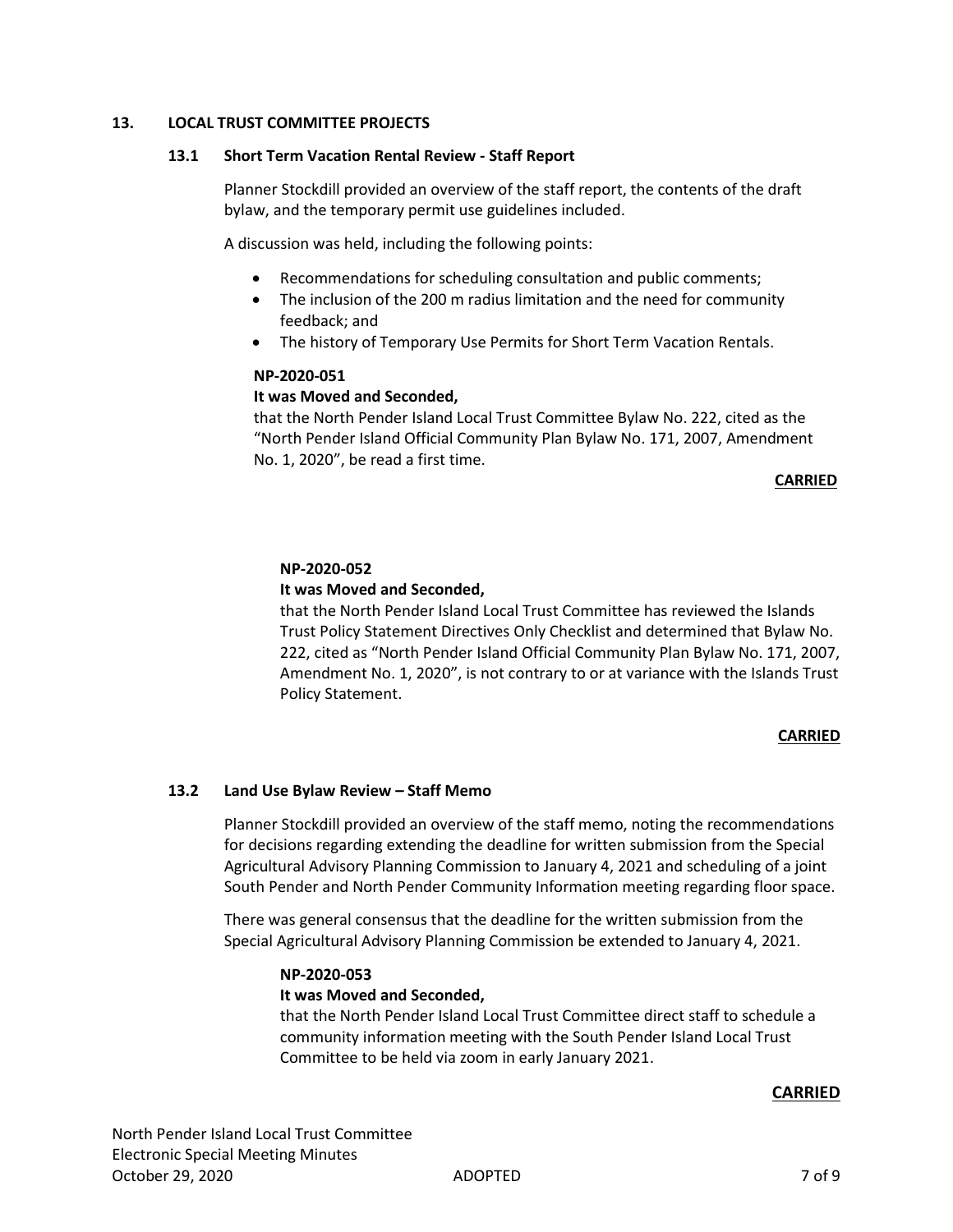## 13. LOCAL TRUST COMMITTEE PROJECTS

### 13.1 Short Term Vacation Rental Review - Staff Report

Planner Stockdill provided an overview of the staff report, the contents of the draft bylaw, and the temporary permit use guidelines included.

A discussion was held, including the following points:

- Recommendations for scheduling consultation and public comments;
- The inclusion of the 200 m radius limitation and the need for community feedback; and
- The history of Temporary Use Permits for Short Term Vacation Rentals.

**NP-2020-051**
**It was Moved and Seconded,**
that the North Pender Island Local Trust Committee Bylaw No. 222, cited as the "North Pender Island Official Community Plan Bylaw No. 171, 2007, Amendment No. 1, 2020", be read a first time.

**CARRIED**

**NP-2020-052**
**It was Moved and Seconded,**
that the North Pender Island Local Trust Committee has reviewed the Islands Trust Policy Statement Directives Only Checklist and determined that Bylaw No. 222, cited as "North Pender Island Official Community Plan Bylaw No. 171, 2007, Amendment No. 1, 2020", is not contrary to or at variance with the Islands Trust Policy Statement.

**CARRIED**

### 13.2 Land Use Bylaw Review – Staff Memo

Planner Stockdill provided an overview of the staff memo, noting the recommendations for decisions regarding extending the deadline for written submission from the Special Agricultural Advisory Planning Commission to January 4, 2021 and scheduling of a joint South Pender and North Pender Community Information meeting regarding floor space.

There was general consensus that the deadline for the written submission from the Special Agricultural Advisory Planning Commission be extended to January 4, 2021.

**NP-2020-053**
**It was Moved and Seconded,**
that the North Pender Island Local Trust Committee direct staff to schedule a community information meeting with the South Pender Island Local Trust Committee to be held via zoom in early January 2021.

**CARRIED**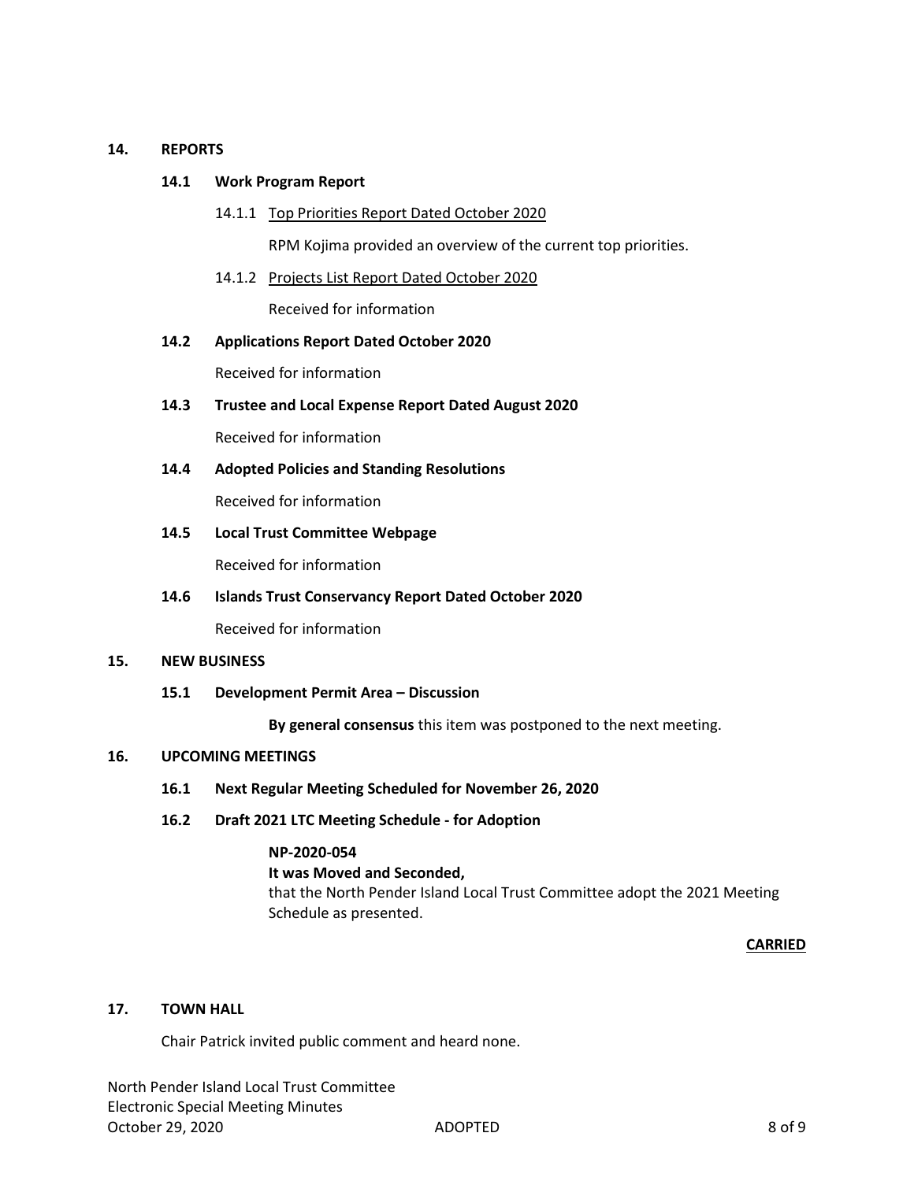## 14. REPORTS

### 14.1 Work Program Report

14.1.1 Top Priorities Report Dated October 2020

RPM Kojima provided an overview of the current top priorities.

14.1.2 Projects List Report Dated October 2020

Received for information

### 14.2 Applications Report Dated October 2020

Received for information

### 14.3 Trustee and Local Expense Report Dated August 2020

Received for information

### 14.4 Adopted Policies and Standing Resolutions

Received for information

### 14.5 Local Trust Committee Webpage

Received for information

### 14.6 Islands Trust Conservancy Report Dated October 2020

Received for information

## 15. NEW BUSINESS

### 15.1 Development Permit Area – Discussion

**By general consensus** this item was postponed to the next meeting.

## 16. UPCOMING MEETINGS

### 16.1 Next Regular Meeting Scheduled for November 26, 2020

### 16.2 Draft 2021 LTC Meeting Schedule - for Adoption

**NP-2020-054**
**It was Moved and Seconded,**
that the North Pender Island Local Trust Committee adopt the 2021 Meeting Schedule as presented.

**CARRIED**

## 17. TOWN HALL

Chair Patrick invited public comment and heard none.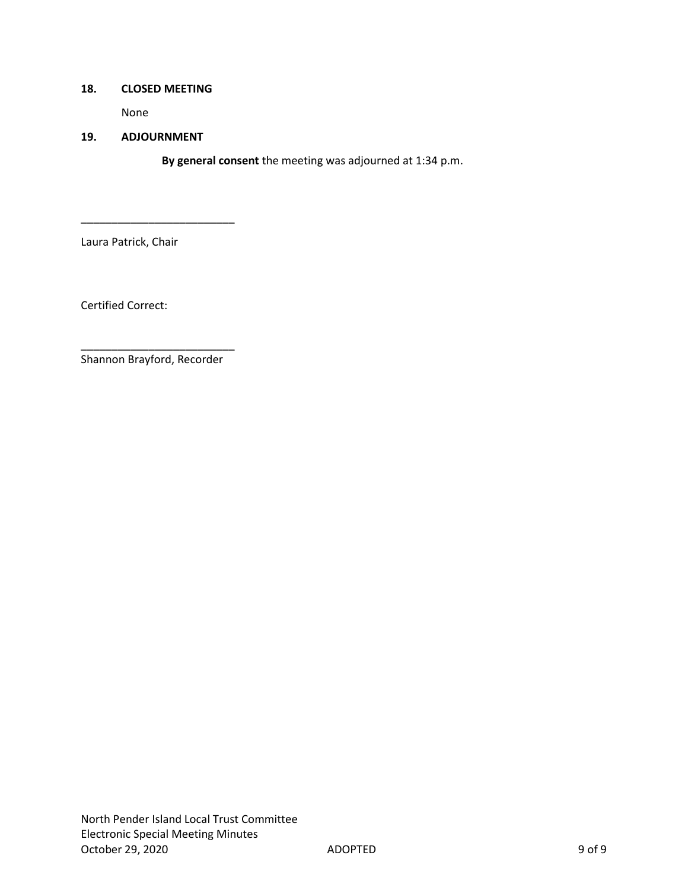## 18. CLOSED MEETING

None

## 19. ADJOURNMENT

**By general consent** the meeting was adjourned at 1:34 p.m.

_________________________

Laura Patrick, Chair

Certified Correct:

_________________________

Shannon Brayford, Recorder